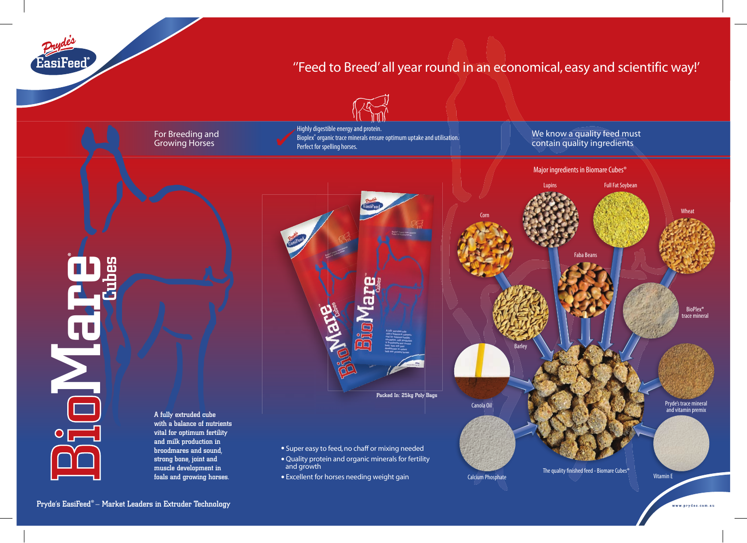Pryde's EasiFeed®

# "'Feed to Breed' all year round in an economical, easy and scientific way!'

## BioMare® Cubes

For Breeding and Growing Horses

- Highly digestible energy and protein.
- Bioplex® organic trace minerals ensure optimum uptake and utilisation.
- Perfect for spelling horses.

We know a quality feed must contain quality ingredients

### Major ingredients in Biomare Cubes®

- Lupins
- Full Fat Soybean
- Corn
- Wheat
- Faba Beans
- Barley
- BioPlex® trace mineral
- Canola Oil
- Pryde's trace mineral and vitamin premix
- Calcium Phosphate
- Vitamin E

The quality finished feed - Biomare Cubes®

Packed In: 25kg Poly Bags

A fully extruded cube with a balance of nutrients vital for optimum fertility and milk production in broodmares and sound, strong bone, joint and muscle development in foals and growing horses.

- Super easy to feed, no chaff or mixing needed
- Quality protein and organic minerals for fertility and growth
- Excellent for horses needing weight gain

Pryde's EasiFeed® – Market Leaders in Extruder Technology

www.prydes.com.au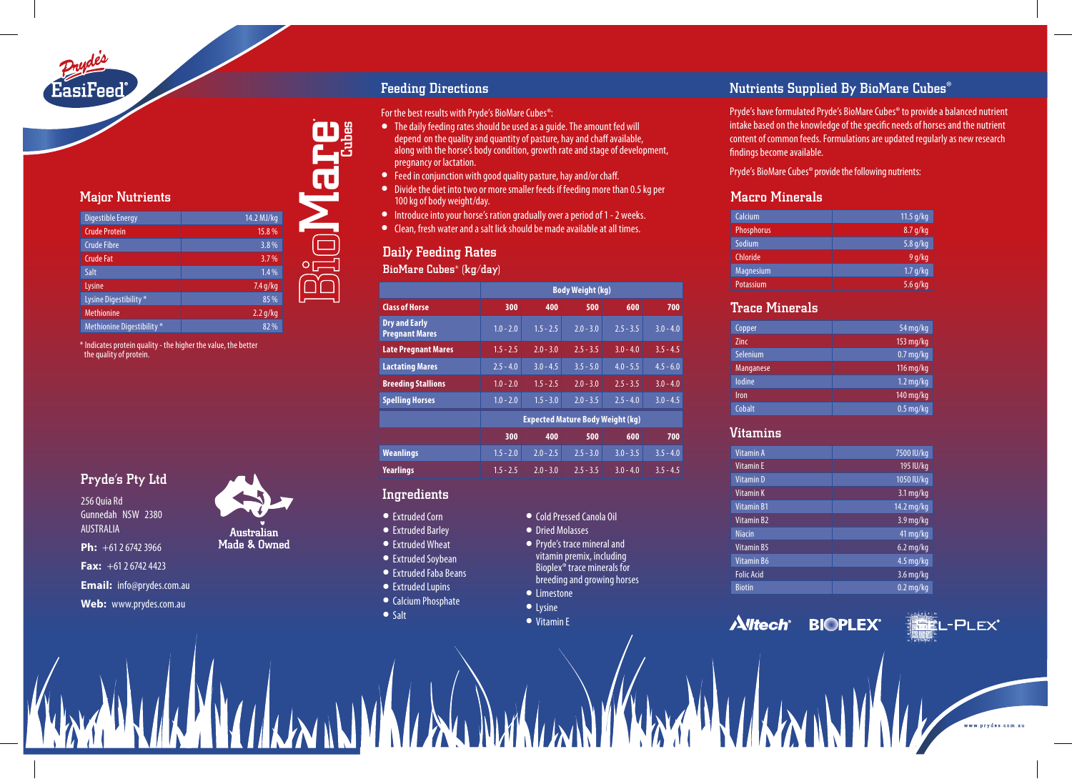Pryde's EasiFeed®

BioMare® Cubes

## Major Nutrients

| | |
|---|---|
| Digestible Energy | 14.2 MJ/kg |
| Crude Protein | 15.8 % |
| Crude Fibre | 3.8 % |
| Crude Fat | 3.7 % |
| Salt | 1.4 % |
| Lysine | 7.4 g/kg |
| Lysine Digestibility * | 85 % |
| Methionine | 2.2 g/kg |
| Methionine Digestibility * | 82 % |

* Indicates protein quality - the higher the value, the better the quality of protein.

## Pryde's Pty Ltd

256 Quia Rd
Gunnedah NSW 2380
AUSTRALIA

**Ph:** +61 2 6742 3966

**Fax:** +61 2 6742 4423

**Email:** info@prydes.com.au

**Web:** www.prydes.com.au

Australian Made & Owned

## Feeding Directions

For the best results with Pryde's BioMare Cubes®:

- The daily feeding rates should be used as a guide. The amount fed will depend on the quality and quantity of pasture, hay and chaff available, along with the horse's body condition, growth rate and stage of development, pregnancy or lactation.
- Feed in conjunction with good quality pasture, hay and/or chaff.
- Divide the diet into two or more smaller feeds if feeding more than 0.5 kg per 100 kg of body weight/day.
- Introduce into your horse's ration gradually over a period of 1 - 2 weeks.
- Clean, fresh water and a salt lick should be made available at all times.

## Daily Feeding Rates

BioMare Cubes® (kg/day)

| | Body Weight (kg) | | | | |
|---|---|---|---|---|---|
| **Class of Horse** | **300** | **400** | **500** | **600** | **700** |
| **Dry and Early Pregnant Mares** | 1.0 - 2.0 | 1.5 - 2.5 | 2.0 - 3.0 | 2.5 - 3.5 | 3.0 - 4.0 |
| **Late Pregnant Mares** | 1.5 - 2.5 | 2.0 - 3.0 | 2.5 - 3.5 | 3.0 - 4.0 | 3.5 - 4.5 |
| **Lactating Mares** | 2.5 - 4.0 | 3.0 - 4.5 | 3.5 - 5.0 | 4.0 - 5.5 | 4.5 - 6.0 |
| **Breeding Stallions** | 1.0 - 2.0 | 1.5 - 2.5 | 2.0 - 3.0 | 2.5 - 3.5 | 3.0 - 4.0 |
| **Spelling Horses** | 1.0 - 2.0 | 1.5 - 3.0 | 2.0 - 3.5 | 2.5 - 4.0 | 3.0 - 4.5 |
| | **Expected Mature Body Weight (kg)** | | | | |
| | **300** | **400** | **500** | **600** | **700** |
| **Weanlings** | 1.5 - 2.0 | 2.0 - 2.5 | 2.5 - 3.0 | 3.0 - 3.5 | 3.5 - 4.0 |
| **Yearlings** | 1.5 - 2.5 | 2.0 - 3.0 | 2.5 - 3.5 | 3.0 - 4.0 | 3.5 - 4.5 |

## Ingredients

- Extruded Corn
- Extruded Barley
- Extruded Wheat
- Extruded Soybean
- Extruded Faba Beans
- Extruded Lupins
- Calcium Phosphate
- Salt
- Cold Pressed Canola Oil
- Dried Molasses
- Pryde's trace mineral and vitamin premix, including Bioplex® trace minerals for breeding and growing horses
- Limestone
- Lysine
- Vitamin E

## Nutrients Supplied By BioMare Cubes®

Pryde's have formulated Pryde's BioMare Cubes® to provide a balanced nutrient intake based on the knowledge of the specific needs of horses and the nutrient content of common feeds. Formulations are updated regularly as new research findings become available.

Pryde's BioMare Cubes® provide the following nutrients:

### Macro Minerals

| | |
|---|---|
| Calcium | 11.5 g/kg |
| Phosphorus | 8.7 g/kg |
| Sodium | 5.8 g/kg |
| Chloride | 9 g/kg |
| Magnesium | 1.7 g/kg |
| Potassium | 5.6 g/kg |

### Trace Minerals

| | |
|---|---|
| Copper | 54 mg/kg |
| Zinc | 153 mg/kg |
| Selenium | 0.7 mg/kg |
| Manganese | 116 mg/kg |
| Iodine | 1.2 mg/kg |
| Iron | 140 mg/kg |
| Cobalt | 0.5 mg/kg |

### Vitamins

| | |
|---|---|
| Vitamin A | 7500 IU/kg |
| Vitamin E | 195 IU/kg |
| Vitamin D | 1050 IU/kg |
| Vitamin K | 3.1 mg/kg |
| Vitamin B1 | 14.2 mg/kg |
| Vitamin B2 | 3.9 mg/kg |
| Niacin | 41 mg/kg |
| Vitamin B5 | 6.2 mg/kg |
| Vitamin B6 | 4.5 mg/kg |
| Folic Acid | 3.6 mg/kg |
| Biotin | 0.2 mg/kg |

Alltech® BIOPLEX® SEL-PLEX®

www.prydes.com.au